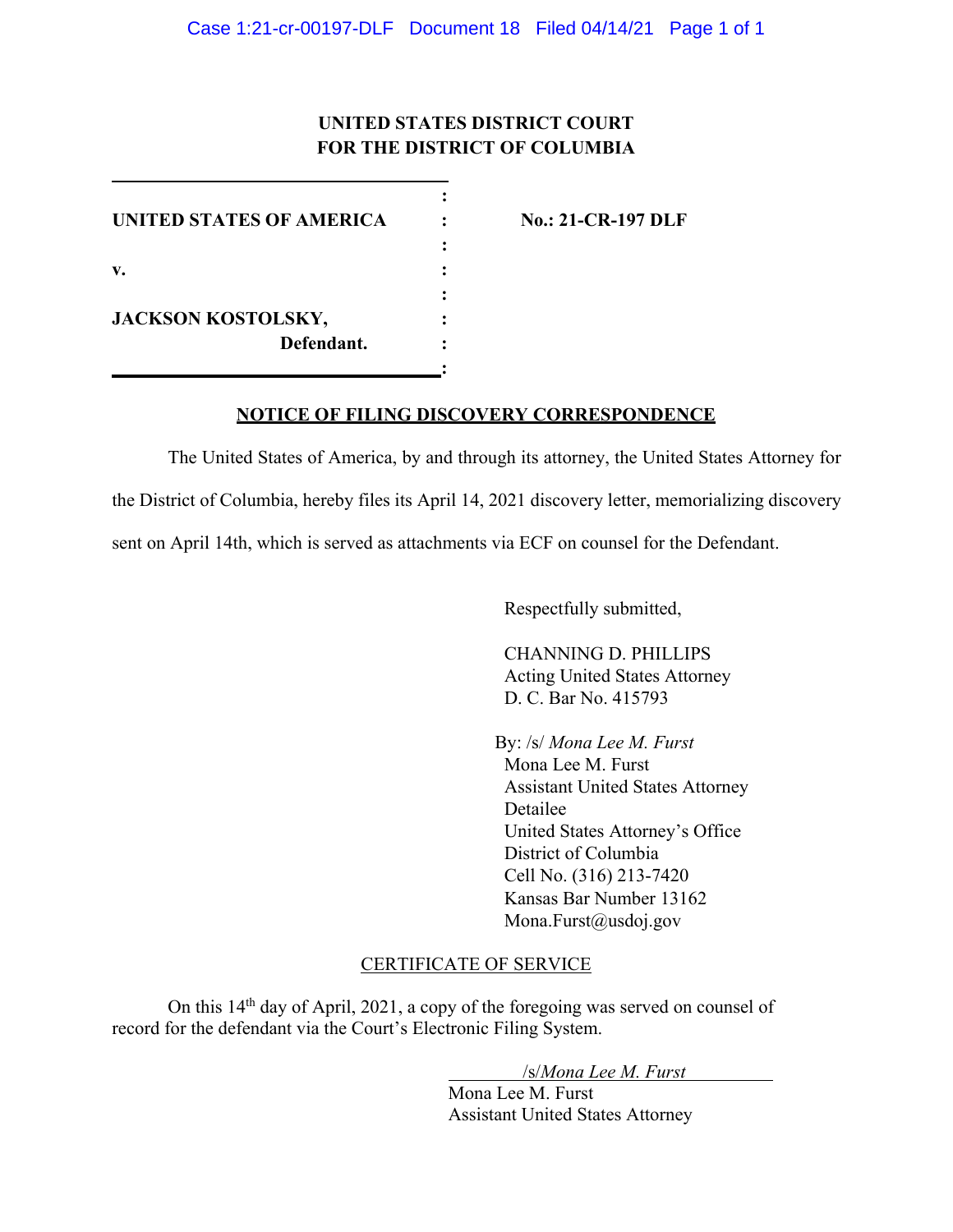**UNITED STATES DISTRICT COURT**
**FOR THE DISTRICT OF COLUMBIA**

| | | |
|---|---|---|
| **UNITED STATES OF AMERICA** | : | **No.: 21-CR-197 DLF** |
| **v.** | : | |
| **JACKSON KOSTOLSKY,** **Defendant.** | : | |

**NOTICE OF FILING DISCOVERY CORRESPONDENCE**

The United States of America, by and through its attorney, the United States Attorney for the District of Columbia, hereby files its April 14, 2021 discovery letter, memorializing discovery sent on April 14th, which is served as attachments via ECF on counsel for the Defendant.

Respectfully submitted,

CHANNING D. PHILLIPS
Acting United States Attorney
D. C. Bar No. 415793

By: /s/ *Mona Lee M. Furst*
Mona Lee M. Furst
Assistant United States Attorney
Detailee
United States Attorney's Office
District of Columbia
Cell No. (316) 213-7420
Kansas Bar Number 13162
Mona.Furst@usdoj.gov

CERTIFICATE OF SERVICE

On this 14th day of April, 2021, a copy of the foregoing was served on counsel of record for the defendant via the Court's Electronic Filing System.

/s/*Mona Lee M. Furst*
Mona Lee M. Furst
Assistant United States Attorney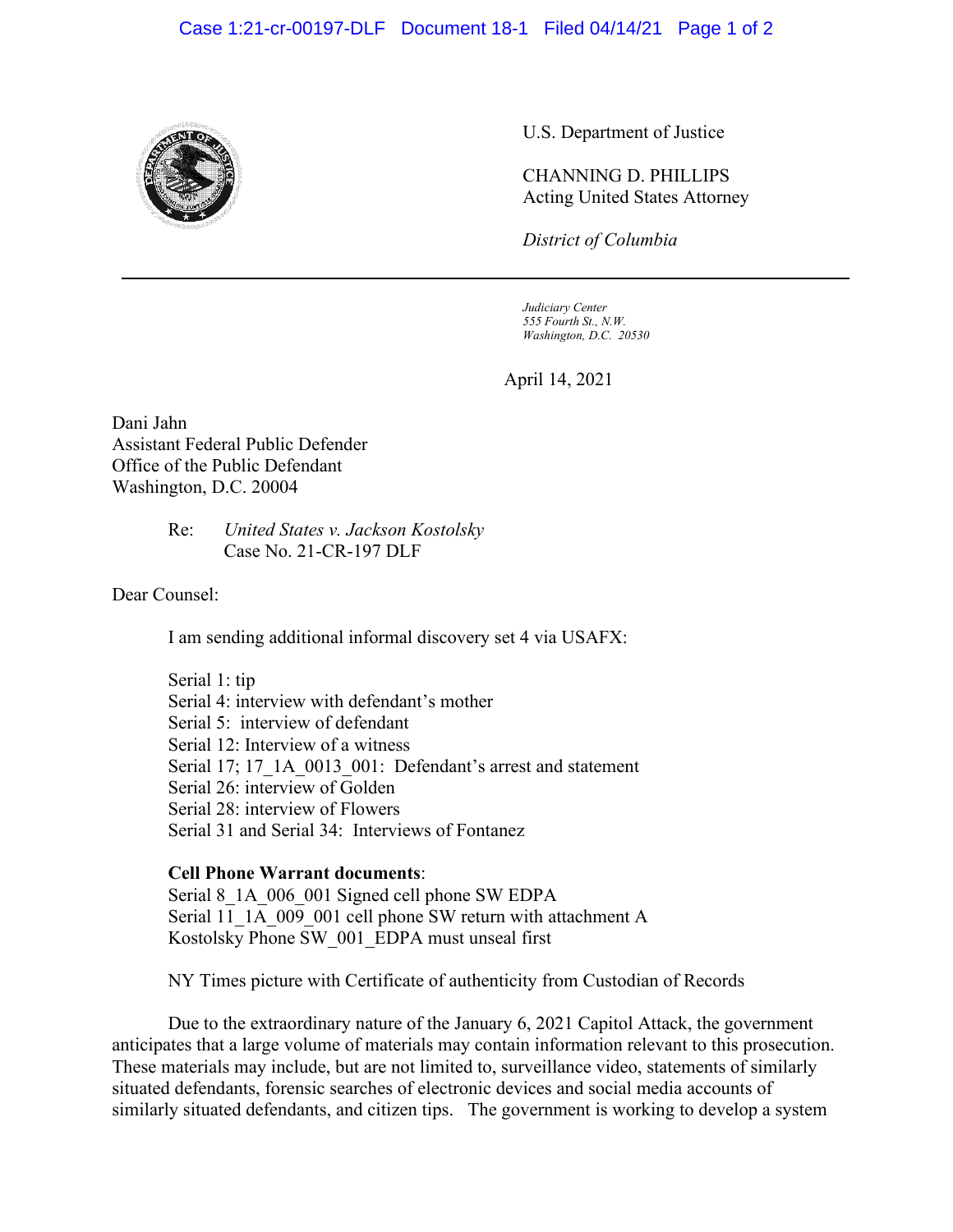U.S. Department of Justice

CHANNING D. PHILLIPS
Acting United States Attorney

*District of Columbia*

*Judiciary Center*
*555 Fourth St., N.W.*
*Washington, D.C. 20530*

April 14, 2021

Dani Jahn
Assistant Federal Public Defender
Office of the Public Defendant
Washington, D.C. 20004

Re: *United States v. Jackson Kostolsky*
Case No. 21-CR-197 DLF

Dear Counsel:

I am sending additional informal discovery set 4 via USAFX:

Serial 1: tip
Serial 4: interview with defendant's mother
Serial 5: interview of defendant
Serial 12: Interview of a witness
Serial 17; 17_1A_0013_001: Defendant's arrest and statement
Serial 26: interview of Golden
Serial 28: interview of Flowers
Serial 31 and Serial 34: Interviews of Fontanez

**Cell Phone Warrant documents**:
Serial 8_1A_006_001 Signed cell phone SW EDPA
Serial 11_1A_009_001 cell phone SW return with attachment A
Kostolsky Phone SW_001_EDPA must unseal first

NY Times picture with Certificate of authenticity from Custodian of Records

Due to the extraordinary nature of the January 6, 2021 Capitol Attack, the government anticipates that a large volume of materials may contain information relevant to this prosecution. These materials may include, but are not limited to, surveillance video, statements of similarly situated defendants, forensic searches of electronic devices and social media accounts of similarly situated defendants, and citizen tips. The government is working to develop a system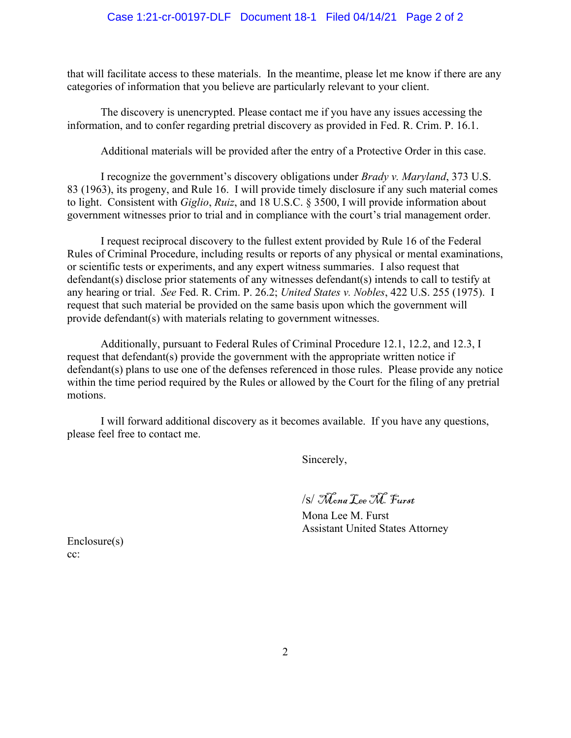that will facilitate access to these materials. In the meantime, please let me know if there are any categories of information that you believe are particularly relevant to your client.

The discovery is unencrypted. Please contact me if you have any issues accessing the information, and to confer regarding pretrial discovery as provided in Fed. R. Crim. P. 16.1.

Additional materials will be provided after the entry of a Protective Order in this case.

I recognize the government's discovery obligations under *Brady v. Maryland*, 373 U.S. 83 (1963), its progeny, and Rule 16. I will provide timely disclosure if any such material comes to light. Consistent with *Giglio*, *Ruiz*, and 18 U.S.C. § 3500, I will provide information about government witnesses prior to trial and in compliance with the court's trial management order.

I request reciprocal discovery to the fullest extent provided by Rule 16 of the Federal Rules of Criminal Procedure, including results or reports of any physical or mental examinations, or scientific tests or experiments, and any expert witness summaries. I also request that defendant(s) disclose prior statements of any witnesses defendant(s) intends to call to testify at any hearing or trial. *See* Fed. R. Crim. P. 26.2; *United States v. Nobles*, 422 U.S. 255 (1975). I request that such material be provided on the same basis upon which the government will provide defendant(s) with materials relating to government witnesses.

Additionally, pursuant to Federal Rules of Criminal Procedure 12.1, 12.2, and 12.3, I request that defendant(s) provide the government with the appropriate written notice if defendant(s) plans to use one of the defenses referenced in those rules. Please provide any notice within the time period required by the Rules or allowed by the Court for the filing of any pretrial motions.

I will forward additional discovery as it becomes available. If you have any questions, please feel free to contact me.

Sincerely,

/s/ *Mona Lee M. Furst*

Mona Lee M. Furst
Assistant United States Attorney

Enclosure(s)
cc: